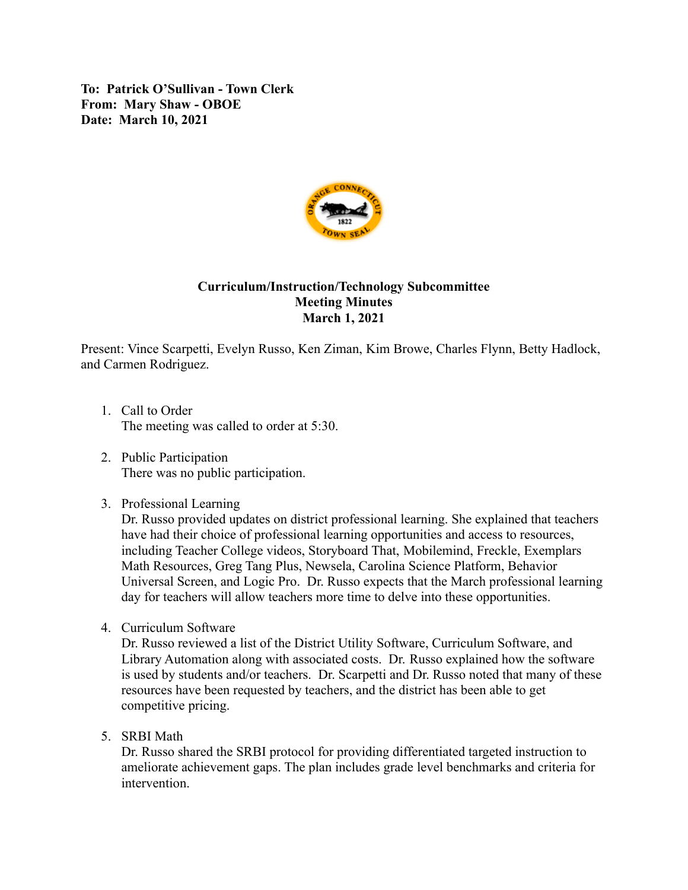**To: Patrick O'Sullivan - Town Clerk**
**From: Mary Shaw - OBOE**
**Date: March 10, 2021**

## Curriculum/Instruction/Technology Subcommittee
## Meeting Minutes
## March 1, 2021

Present: Vince Scarpetti, Evelyn Russo, Ken Ziman, Kim Browe, Charles Flynn, Betty Hadlock, and Carmen Rodriguez.

1. Call to Order
   The meeting was called to order at 5:30.

2. Public Participation
   There was no public participation.

3. Professional Learning
   Dr. Russo provided updates on district professional learning. She explained that teachers have had their choice of professional learning opportunities and access to resources, including Teacher College videos, Storyboard That, Mobilemind, Freckle, Exemplars Math Resources, Greg Tang Plus, Newsela, Carolina Science Platform, Behavior Universal Screen, and Logic Pro. Dr. Russo expects that the March professional learning day for teachers will allow teachers more time to delve into these opportunities.

4. Curriculum Software
   Dr. Russo reviewed a list of the District Utility Software, Curriculum Software, and Library Automation along with associated costs. Dr. Russo explained how the software is used by students and/or teachers. Dr. Scarpetti and Dr. Russo noted that many of these resources have been requested by teachers, and the district has been able to get competitive pricing.

5. SRBI Math
   Dr. Russo shared the SRBI protocol for providing differentiated targeted instruction to ameliorate achievement gaps. The plan includes grade level benchmarks and criteria for intervention.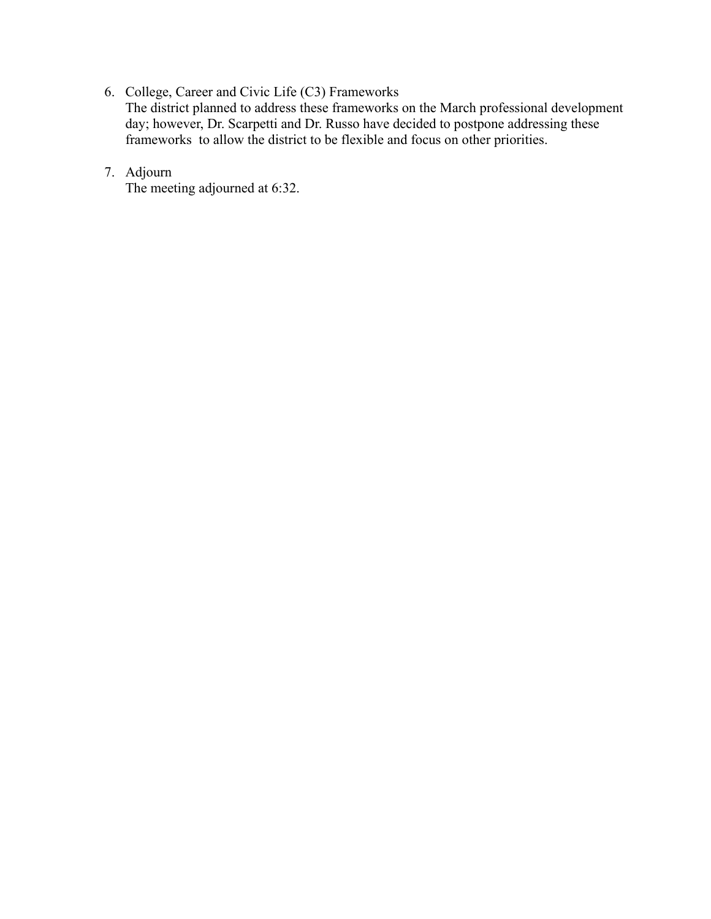6. College, Career and Civic Life (C3) Frameworks
   The district planned to address these frameworks on the March professional development day; however, Dr. Scarpetti and Dr. Russo have decided to postpone addressing these frameworks to allow the district to be flexible and focus on other priorities.

7. Adjourn
   The meeting adjourned at 6:32.